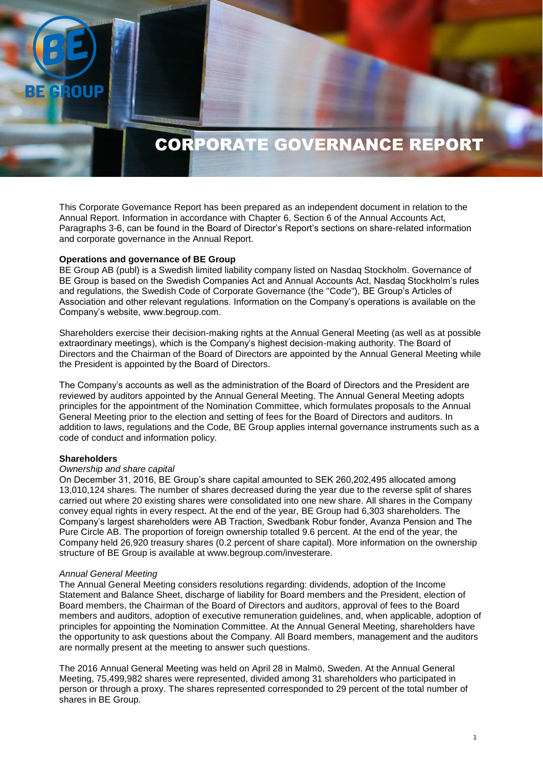# CORPORATE GOVERNANCE REPORT

This Corporate Governance Report has been prepared as an independent document in relation to the Annual Report. Information in accordance with Chapter 6, Section 6 of the Annual Accounts Act, Paragraphs 3-6, can be found in the Board of Director's Report's sections on share-related information and corporate governance in the Annual Report.

**Operations and governance of BE Group**

BE Group AB (publ) is a Swedish limited liability company listed on Nasdaq Stockholm. Governance of BE Group is based on the Swedish Companies Act and Annual Accounts Act, Nasdaq Stockholm's rules and regulations, the Swedish Code of Corporate Governance (the "Code"), BE Group's Articles of Association and other relevant regulations. Information on the Company's operations is available on the Company's website, www.begroup.com.

Shareholders exercise their decision-making rights at the Annual General Meeting (as well as at possible extraordinary meetings), which is the Company's highest decision-making authority. The Board of Directors and the Chairman of the Board of Directors are appointed by the Annual General Meeting while the President is appointed by the Board of Directors.

The Company's accounts as well as the administration of the Board of Directors and the President are reviewed by auditors appointed by the Annual General Meeting. The Annual General Meeting adopts principles for the appointment of the Nomination Committee, which formulates proposals to the Annual General Meeting prior to the election and setting of fees for the Board of Directors and auditors. In addition to laws, regulations and the Code, BE Group applies internal governance instruments such as a code of conduct and information policy.

**Shareholders**

*Ownership and share capital*

On December 31, 2016, BE Group's share capital amounted to SEK 260,202,495 allocated among 13,010,124 shares. The number of shares decreased during the year due to the reverse split of shares carried out where 20 existing shares were consolidated into one new share. All shares in the Company convey equal rights in every respect. At the end of the year, BE Group had 6,303 shareholders. The Company's largest shareholders were AB Traction, Swedbank Robur fonder, Avanza Pension and The Pure Circle AB. The proportion of foreign ownership totalled 9.6 percent. At the end of the year, the Company held 26,920 treasury shares (0.2 percent of share capital). More information on the ownership structure of BE Group is available at www.begroup.com/investerare.

*Annual General Meeting*

The Annual General Meeting considers resolutions regarding: dividends, adoption of the Income Statement and Balance Sheet, discharge of liability for Board members and the President, election of Board members, the Chairman of the Board of Directors and auditors, approval of fees to the Board members and auditors, adoption of executive remuneration guidelines, and, when applicable, adoption of principles for appointing the Nomination Committee. At the Annual General Meeting, shareholders have the opportunity to ask questions about the Company. All Board members, management and the auditors are normally present at the meeting to answer such questions.

The 2016 Annual General Meeting was held on April 28 in Malmö, Sweden. At the Annual General Meeting, 75,499,982 shares were represented, divided among 31 shareholders who participated in person or through a proxy. The shares represented corresponded to 29 percent of the total number of shares in BE Group.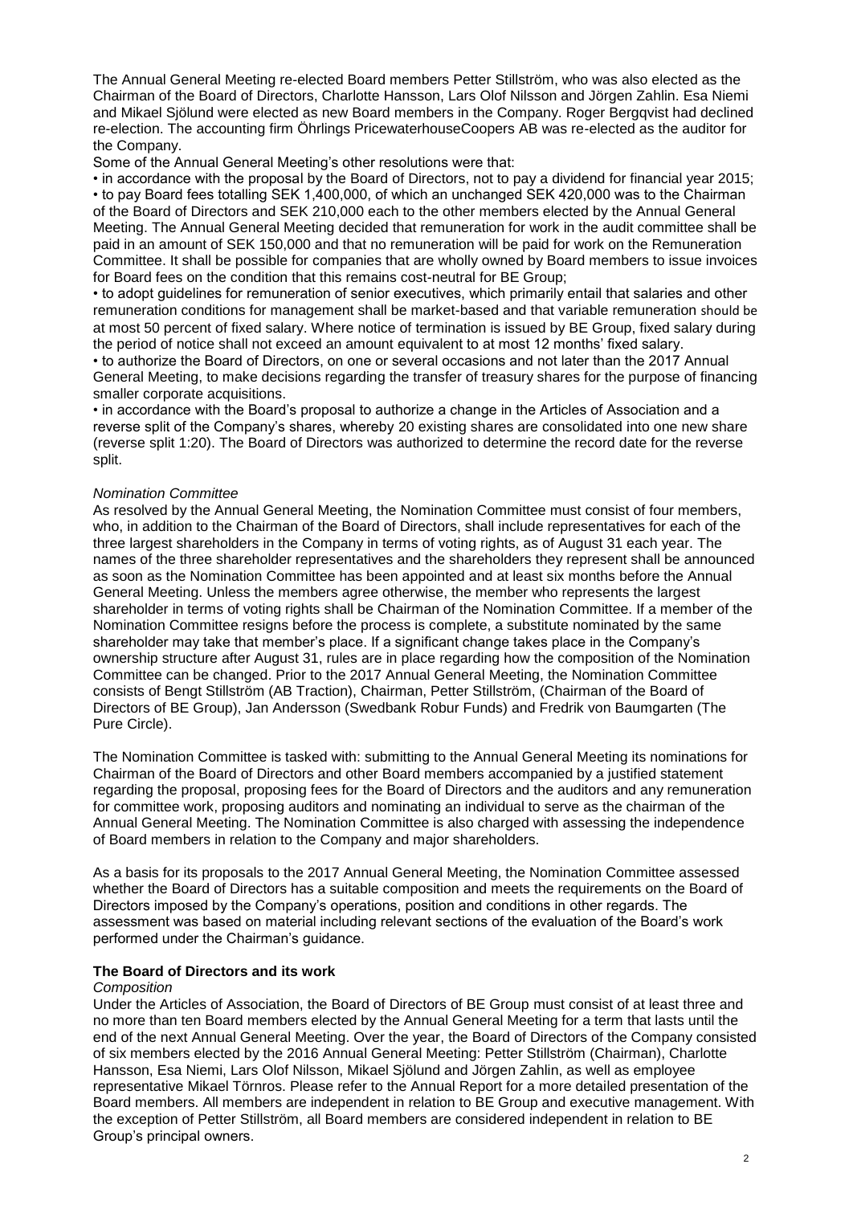The Annual General Meeting re-elected Board members Petter Stillström, who was also elected as the Chairman of the Board of Directors, Charlotte Hansson, Lars Olof Nilsson and Jörgen Zahlin. Esa Niemi and Mikael Sjölund were elected as new Board members in the Company. Roger Bergqvist had declined re-election. The accounting firm Öhrlings PricewaterhouseCoopers AB was re-elected as the auditor for the Company.

Some of the Annual General Meeting's other resolutions were that:

• in accordance with the proposal by the Board of Directors, not to pay a dividend for financial year 2015;

• to pay Board fees totalling SEK 1,400,000, of which an unchanged SEK 420,000 was to the Chairman of the Board of Directors and SEK 210,000 each to the other members elected by the Annual General Meeting. The Annual General Meeting decided that remuneration for work in the audit committee shall be paid in an amount of SEK 150,000 and that no remuneration will be paid for work on the Remuneration Committee. It shall be possible for companies that are wholly owned by Board members to issue invoices for Board fees on the condition that this remains cost-neutral for BE Group;

• to adopt guidelines for remuneration of senior executives, which primarily entail that salaries and other remuneration conditions for management shall be market-based and that variable remuneration should be at most 50 percent of fixed salary. Where notice of termination is issued by BE Group, fixed salary during the period of notice shall not exceed an amount equivalent to at most 12 months' fixed salary.

• to authorize the Board of Directors, on one or several occasions and not later than the 2017 Annual General Meeting, to make decisions regarding the transfer of treasury shares for the purpose of financing smaller corporate acquisitions.

• in accordance with the Board's proposal to authorize a change in the Articles of Association and a reverse split of the Company's shares, whereby 20 existing shares are consolidated into one new share (reverse split 1:20). The Board of Directors was authorized to determine the record date for the reverse split.

*Nomination Committee*

As resolved by the Annual General Meeting, the Nomination Committee must consist of four members, who, in addition to the Chairman of the Board of Directors, shall include representatives for each of the three largest shareholders in the Company in terms of voting rights, as of August 31 each year. The names of the three shareholder representatives and the shareholders they represent shall be announced as soon as the Nomination Committee has been appointed and at least six months before the Annual General Meeting. Unless the members agree otherwise, the member who represents the largest shareholder in terms of voting rights shall be Chairman of the Nomination Committee. If a member of the Nomination Committee resigns before the process is complete, a substitute nominated by the same shareholder may take that member's place. If a significant change takes place in the Company's ownership structure after August 31, rules are in place regarding how the composition of the Nomination Committee can be changed. Prior to the 2017 Annual General Meeting, the Nomination Committee consists of Bengt Stillström (AB Traction), Chairman, Petter Stillström, (Chairman of the Board of Directors of BE Group), Jan Andersson (Swedbank Robur Funds) and Fredrik von Baumgarten (The Pure Circle).

The Nomination Committee is tasked with: submitting to the Annual General Meeting its nominations for Chairman of the Board of Directors and other Board members accompanied by a justified statement regarding the proposal, proposing fees for the Board of Directors and the auditors and any remuneration for committee work, proposing auditors and nominating an individual to serve as the chairman of the Annual General Meeting. The Nomination Committee is also charged with assessing the independence of Board members in relation to the Company and major shareholders.

As a basis for its proposals to the 2017 Annual General Meeting, the Nomination Committee assessed whether the Board of Directors has a suitable composition and meets the requirements on the Board of Directors imposed by the Company's operations, position and conditions in other regards. The assessment was based on material including relevant sections of the evaluation of the Board's work performed under the Chairman's guidance.

**The Board of Directors and its work**

*Composition*

Under the Articles of Association, the Board of Directors of BE Group must consist of at least three and no more than ten Board members elected by the Annual General Meeting for a term that lasts until the end of the next Annual General Meeting. Over the year, the Board of Directors of the Company consisted of six members elected by the 2016 Annual General Meeting: Petter Stillström (Chairman), Charlotte Hansson, Esa Niemi, Lars Olof Nilsson, Mikael Sjölund and Jörgen Zahlin, as well as employee representative Mikael Törnros. Please refer to the Annual Report for a more detailed presentation of the Board members. All members are independent in relation to BE Group and executive management. With the exception of Petter Stillström, all Board members are considered independent in relation to BE Group's principal owners.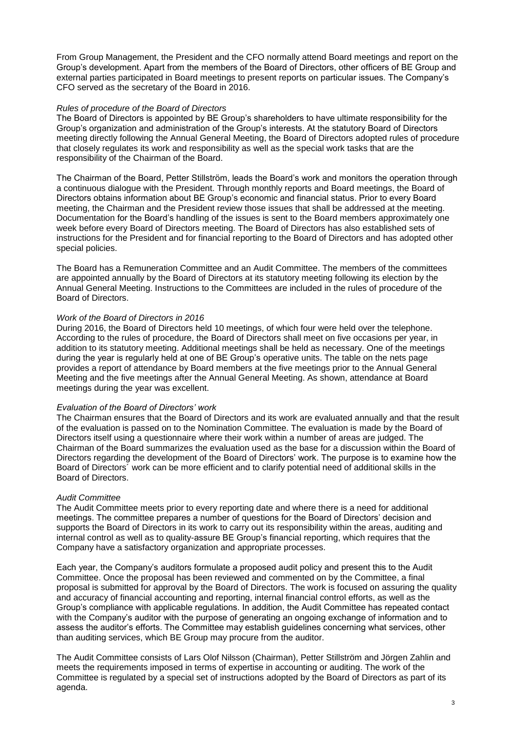From Group Management, the President and the CFO normally attend Board meetings and report on the Group's development. Apart from the members of the Board of Directors, other officers of BE Group and external parties participated in Board meetings to present reports on particular issues. The Company's CFO served as the secretary of the Board in 2016.

*Rules of procedure of the Board of Directors*

The Board of Directors is appointed by BE Group's shareholders to have ultimate responsibility for the Group's organization and administration of the Group's interests. At the statutory Board of Directors meeting directly following the Annual General Meeting, the Board of Directors adopted rules of procedure that closely regulates its work and responsibility as well as the special work tasks that are the responsibility of the Chairman of the Board.

The Chairman of the Board, Petter Stillström, leads the Board's work and monitors the operation through a continuous dialogue with the President. Through monthly reports and Board meetings, the Board of Directors obtains information about BE Group's economic and financial status. Prior to every Board meeting, the Chairman and the President review those issues that shall be addressed at the meeting. Documentation for the Board's handling of the issues is sent to the Board members approximately one week before every Board of Directors meeting. The Board of Directors has also established sets of instructions for the President and for financial reporting to the Board of Directors and has adopted other special policies.

The Board has a Remuneration Committee and an Audit Committee. The members of the committees are appointed annually by the Board of Directors at its statutory meeting following its election by the Annual General Meeting. Instructions to the Committees are included in the rules of procedure of the Board of Directors.

*Work of the Board of Directors in 2016*

During 2016, the Board of Directors held 10 meetings, of which four were held over the telephone. According to the rules of procedure, the Board of Directors shall meet on five occasions per year, in addition to its statutory meeting. Additional meetings shall be held as necessary. One of the meetings during the year is regularly held at one of BE Group's operative units. The table on the nets page provides a report of attendance by Board members at the five meetings prior to the Annual General Meeting and the five meetings after the Annual General Meeting. As shown, attendance at Board meetings during the year was excellent.

*Evaluation of the Board of Directors' work*

The Chairman ensures that the Board of Directors and its work are evaluated annually and that the result of the evaluation is passed on to the Nomination Committee. The evaluation is made by the Board of Directors itself using a questionnaire where their work within a number of areas are judged. The Chairman of the Board summarizes the evaluation used as the base for a discussion within the Board of Directors regarding the development of the Board of Directors' work. The purpose is to examine how the Board of Directors´ work can be more efficient and to clarify potential need of additional skills in the Board of Directors.

*Audit Committee*

The Audit Committee meets prior to every reporting date and where there is a need for additional meetings. The committee prepares a number of questions for the Board of Directors' decision and supports the Board of Directors in its work to carry out its responsibility within the areas, auditing and internal control as well as to quality-assure BE Group's financial reporting, which requires that the Company have a satisfactory organization and appropriate processes.

Each year, the Company's auditors formulate a proposed audit policy and present this to the Audit Committee. Once the proposal has been reviewed and commented on by the Committee, a final proposal is submitted for approval by the Board of Directors. The work is focused on assuring the quality and accuracy of financial accounting and reporting, internal financial control efforts, as well as the Group's compliance with applicable regulations. In addition, the Audit Committee has repeated contact with the Company's auditor with the purpose of generating an ongoing exchange of information and to assess the auditor's efforts. The Committee may establish guidelines concerning what services, other than auditing services, which BE Group may procure from the auditor.

The Audit Committee consists of Lars Olof Nilsson (Chairman), Petter Stillström and Jörgen Zahlin and meets the requirements imposed in terms of expertise in accounting or auditing. The work of the Committee is regulated by a special set of instructions adopted by the Board of Directors as part of its agenda.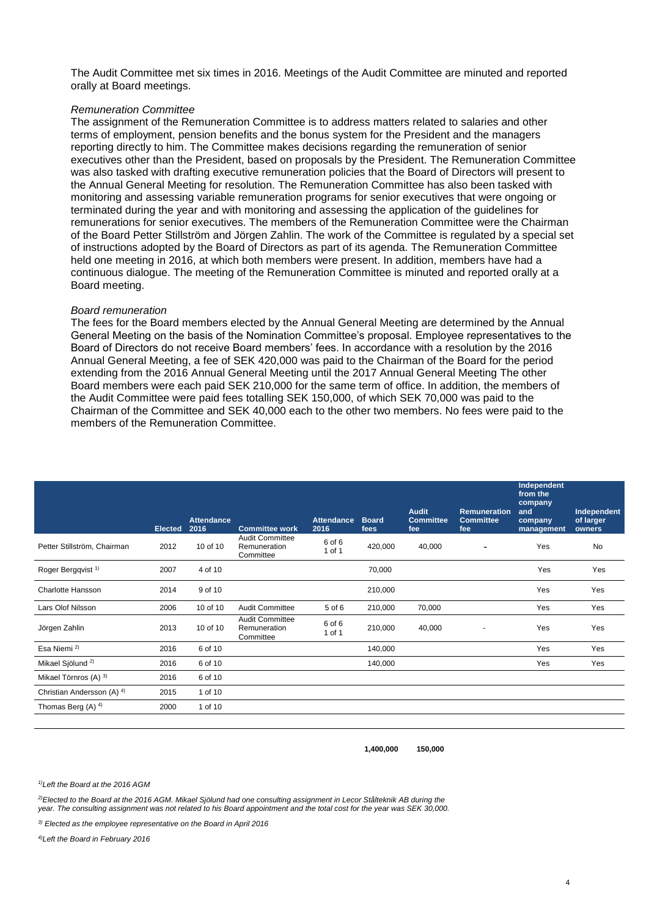The Audit Committee met six times in 2016. Meetings of the Audit Committee are minuted and reported orally at Board meetings.

*Remuneration Committee*

The assignment of the Remuneration Committee is to address matters related to salaries and other terms of employment, pension benefits and the bonus system for the President and the managers reporting directly to him. The Committee makes decisions regarding the remuneration of senior executives other than the President, based on proposals by the President. The Remuneration Committee was also tasked with drafting executive remuneration policies that the Board of Directors will present to the Annual General Meeting for resolution. The Remuneration Committee has also been tasked with monitoring and assessing variable remuneration programs for senior executives that were ongoing or terminated during the year and with monitoring and assessing the application of the guidelines for remunerations for senior executives. The members of the Remuneration Committee were the Chairman of the Board Petter Stillström and Jörgen Zahlin. The work of the Committee is regulated by a special set of instructions adopted by the Board of Directors as part of its agenda. The Remuneration Committee held one meeting in 2016, at which both members were present. In addition, members have had a continuous dialogue. The meeting of the Remuneration Committee is minuted and reported orally at a Board meeting.

*Board remuneration*

The fees for the Board members elected by the Annual General Meeting are determined by the Annual General Meeting on the basis of the Nomination Committee's proposal. Employee representatives to the Board of Directors do not receive Board members' fees. In accordance with a resolution by the 2016 Annual General Meeting, a fee of SEK 420,000 was paid to the Chairman of the Board for the period extending from the 2016 Annual General Meeting until the 2017 Annual General Meeting The other Board members were each paid SEK 210,000 for the same term of office. In addition, the members of the Audit Committee were paid fees totalling SEK 150,000, of which SEK 70,000 was paid to the Chairman of the Committee and SEK 40,000 each to the other two members. No fees were paid to the members of the Remuneration Committee.

| | Elected | Attendance 2016 | Committee work | Attendance 2016 | Board fees | Audit Committee fee | Remuneration Committee fee | Independent from the company and company management | Independent of larger owners |
|---|---|---|---|---|---|---|---|---|---|
| Petter Stillström, Chairman | 2012 | 10 of 10 | Audit Committee Remuneration Committee | 6 of 6 1 of 1 | 420,000 | 40,000 | - | Yes | No |
| Roger Bergqvist [1)] | 2007 | 4 of 10 | | | 70,000 | | | Yes | Yes |
| Charlotte Hansson | 2014 | 9 of 10 | | | 210,000 | | | Yes | Yes |
| Lars Olof Nilsson | 2006 | 10 of 10 | Audit Committee | 5 of 6 | 210,000 | 70,000 | | Yes | Yes |
| Jörgen Zahlin | 2013 | 10 of 10 | Audit Committee Remuneration Committee | 6 of 6 1 of 1 | 210,000 | 40,000 | - | Yes | Yes |
| Esa Niemi [2)] | 2016 | 6 of 10 | | | 140,000 | | | Yes | Yes |
| Mikael Sjölund [2)] | 2016 | 6 of 10 | | | 140,000 | | | Yes | Yes |
| Mikael Törnros (A) [3)] | 2016 | 6 of 10 | | | | | | | |
| Christian Andersson (A) [4)] | 2015 | 1 of 10 | | | | | | | |
| Thomas Berg (A) [4)] | 2000 | 1 of 10 | | | | | | | |
| | | | | | **1,400,000** | **150,000** | | | |

*[1)]Left the Board at the 2016 AGM*

*[2)]Elected to the Board at the 2016 AGM. Mikael Sjölund had one consulting assignment in Lecor Stålteknik AB during the year. The consulting assignment was not related to his Board appointment and the total cost for the year was SEK 30,000.*

*[3)] Elected as the employee representative on the Board in April 2016*

*[4)]Left the Board in February 2016*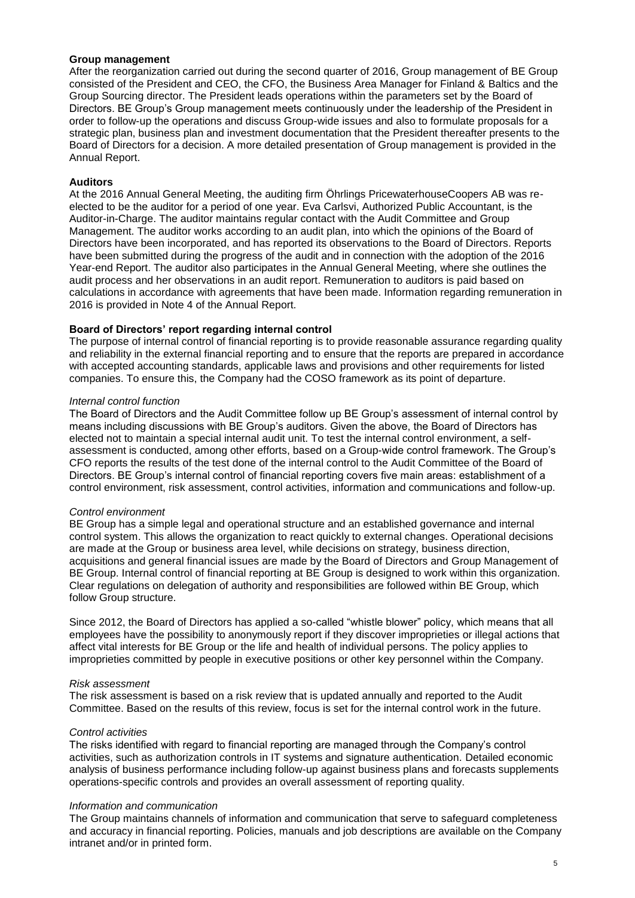**Group management**

After the reorganization carried out during the second quarter of 2016, Group management of BE Group consisted of the President and CEO, the CFO, the Business Area Manager for Finland & Baltics and the Group Sourcing director. The President leads operations within the parameters set by the Board of Directors. BE Group's Group management meets continuously under the leadership of the President in order to follow-up the operations and discuss Group-wide issues and also to formulate proposals for a strategic plan, business plan and investment documentation that the President thereafter presents to the Board of Directors for a decision. A more detailed presentation of Group management is provided in the Annual Report.

**Auditors**

At the 2016 Annual General Meeting, the auditing firm Öhrlings PricewaterhouseCoopers AB was re-elected to be the auditor for a period of one year. Eva Carlsvi, Authorized Public Accountant, is the Auditor-in-Charge. The auditor maintains regular contact with the Audit Committee and Group Management. The auditor works according to an audit plan, into which the opinions of the Board of Directors have been incorporated, and has reported its observations to the Board of Directors. Reports have been submitted during the progress of the audit and in connection with the adoption of the 2016 Year-end Report. The auditor also participates in the Annual General Meeting, where she outlines the audit process and her observations in an audit report. Remuneration to auditors is paid based on calculations in accordance with agreements that have been made. Information regarding remuneration in 2016 is provided in Note 4 of the Annual Report.

**Board of Directors' report regarding internal control**

The purpose of internal control of financial reporting is to provide reasonable assurance regarding quality and reliability in the external financial reporting and to ensure that the reports are prepared in accordance with accepted accounting standards, applicable laws and provisions and other requirements for listed companies. To ensure this, the Company had the COSO framework as its point of departure.

*Internal control function*

The Board of Directors and the Audit Committee follow up BE Group's assessment of internal control by means including discussions with BE Group's auditors. Given the above, the Board of Directors has elected not to maintain a special internal audit unit. To test the internal control environment, a self-assessment is conducted, among other efforts, based on a Group-wide control framework. The Group's CFO reports the results of the test done of the internal control to the Audit Committee of the Board of Directors. BE Group's internal control of financial reporting covers five main areas: establishment of a control environment, risk assessment, control activities, information and communications and follow-up.

*Control environment*

BE Group has a simple legal and operational structure and an established governance and internal control system. This allows the organization to react quickly to external changes. Operational decisions are made at the Group or business area level, while decisions on strategy, business direction, acquisitions and general financial issues are made by the Board of Directors and Group Management of BE Group. Internal control of financial reporting at BE Group is designed to work within this organization. Clear regulations on delegation of authority and responsibilities are followed within BE Group, which follow Group structure.

Since 2012, the Board of Directors has applied a so-called "whistle blower" policy, which means that all employees have the possibility to anonymously report if they discover improprieties or illegal actions that affect vital interests for BE Group or the life and health of individual persons. The policy applies to improprieties committed by people in executive positions or other key personnel within the Company.

*Risk assessment*

The risk assessment is based on a risk review that is updated annually and reported to the Audit Committee. Based on the results of this review, focus is set for the internal control work in the future.

*Control activities*

The risks identified with regard to financial reporting are managed through the Company's control activities, such as authorization controls in IT systems and signature authentication. Detailed economic analysis of business performance including follow-up against business plans and forecasts supplements operations-specific controls and provides an overall assessment of reporting quality.

*Information and communication*

The Group maintains channels of information and communication that serve to safeguard completeness and accuracy in financial reporting. Policies, manuals and job descriptions are available on the Company intranet and/or in printed form.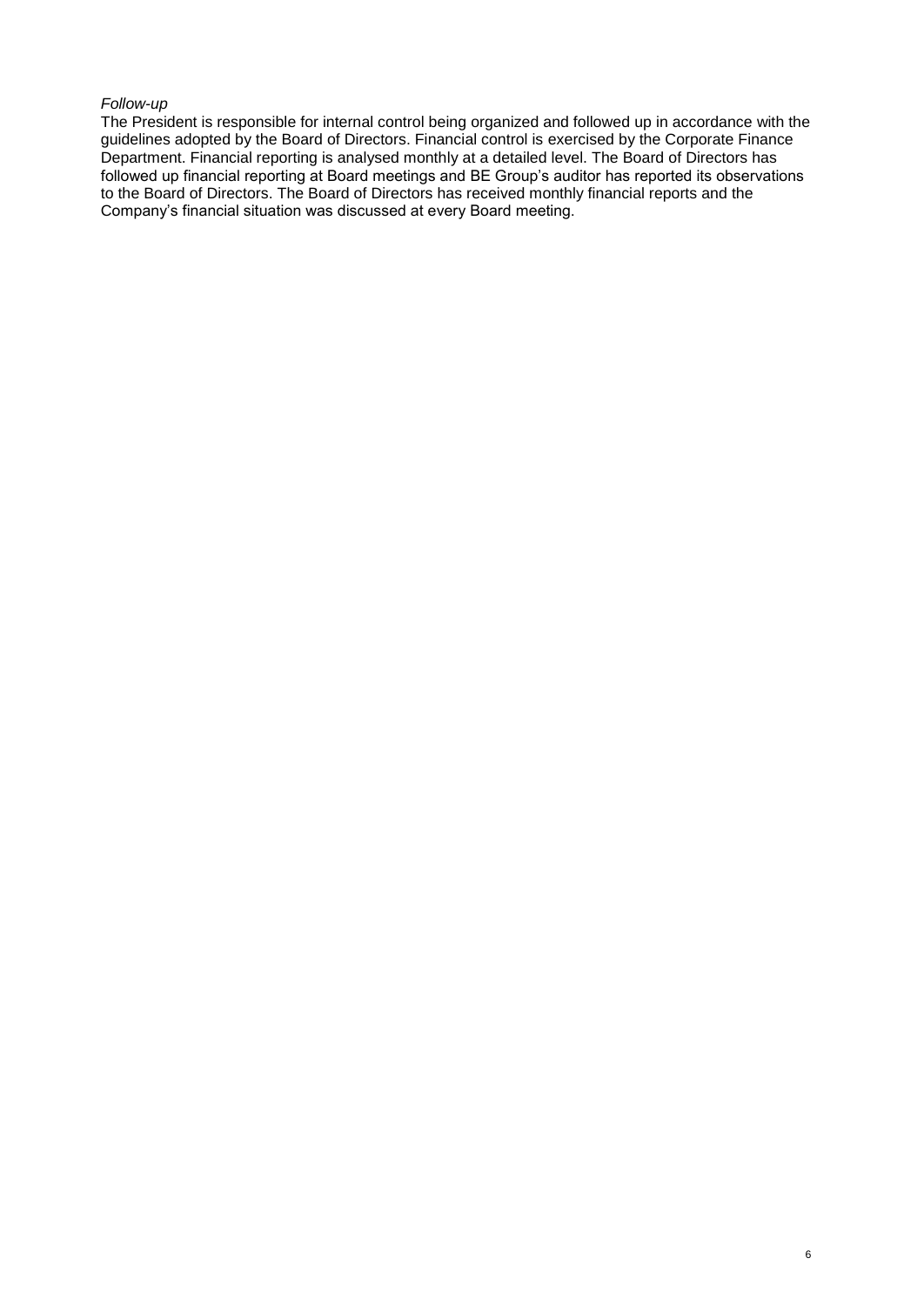*Follow-up*

The President is responsible for internal control being organized and followed up in accordance with the guidelines adopted by the Board of Directors. Financial control is exercised by the Corporate Finance Department. Financial reporting is analysed monthly at a detailed level. The Board of Directors has followed up financial reporting at Board meetings and BE Group's auditor has reported its observations to the Board of Directors. The Board of Directors has received monthly financial reports and the Company's financial situation was discussed at every Board meeting.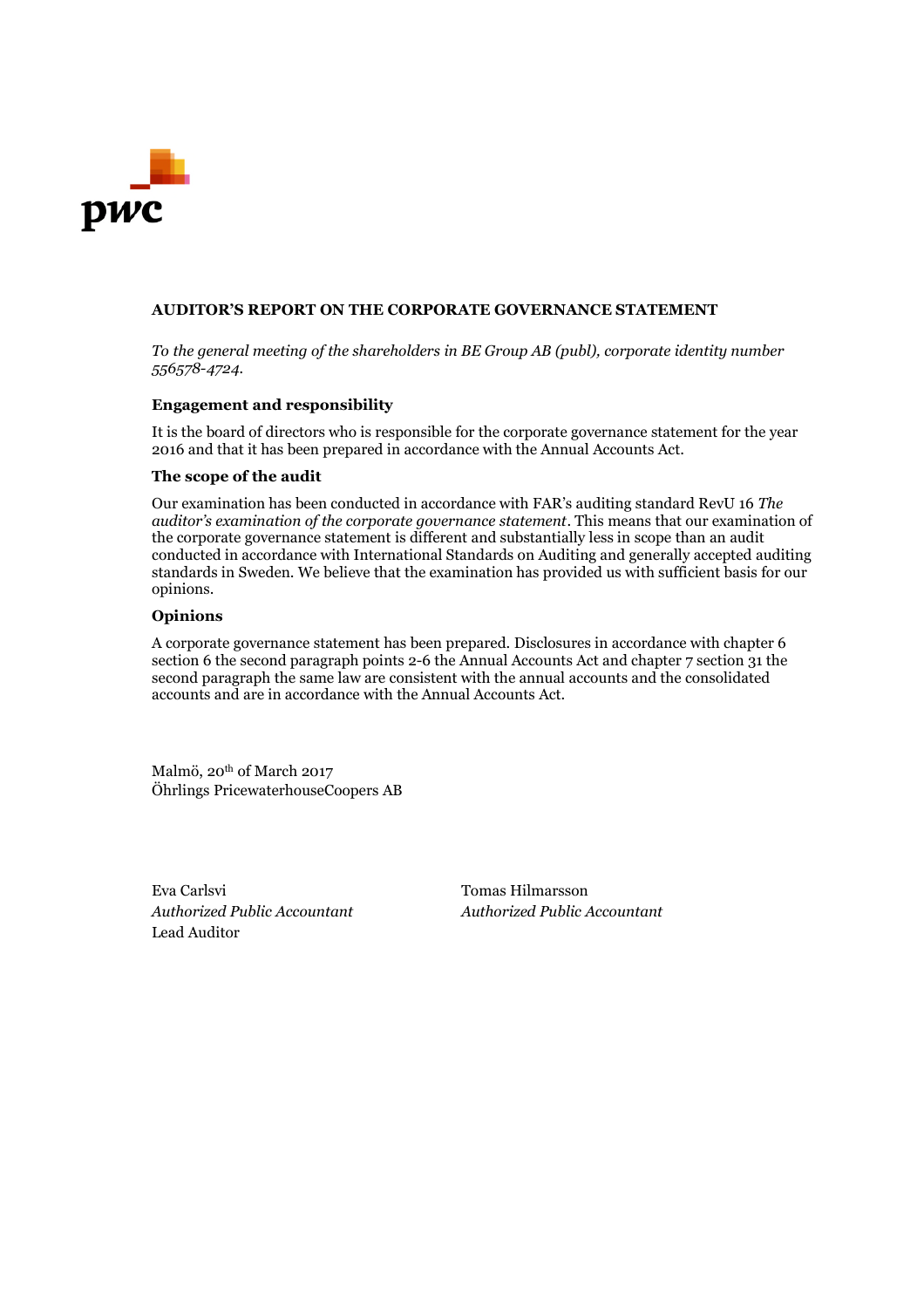## AUDITOR'S REPORT ON THE CORPORATE GOVERNANCE STATEMENT

*To the general meeting of the shareholders in BE Group AB (publ), corporate identity number 556578-4724.*

### Engagement and responsibility

It is the board of directors who is responsible for the corporate governance statement for the year 2016 and that it has been prepared in accordance with the Annual Accounts Act.

### The scope of the audit

Our examination has been conducted in accordance with FAR's auditing standard RevU 16 *The auditor's examination of the corporate governance statement*. This means that our examination of the corporate governance statement is different and substantially less in scope than an audit conducted in accordance with International Standards on Auditing and generally accepted auditing standards in Sweden. We believe that the examination has provided us with sufficient basis for our opinions.

### Opinions

A corporate governance statement has been prepared. Disclosures in accordance with chapter 6 section 6 the second paragraph points 2-6 the Annual Accounts Act and chapter 7 section 31 the second paragraph the same law are consistent with the annual accounts and the consolidated accounts and are in accordance with the Annual Accounts Act.

Malmö, 20th of March 2017
Öhrlings PricewaterhouseCoopers AB

Eva Carlsvi
*Authorized Public Accountant*
Lead Auditor

Tomas Hilmarsson
*Authorized Public Accountant*